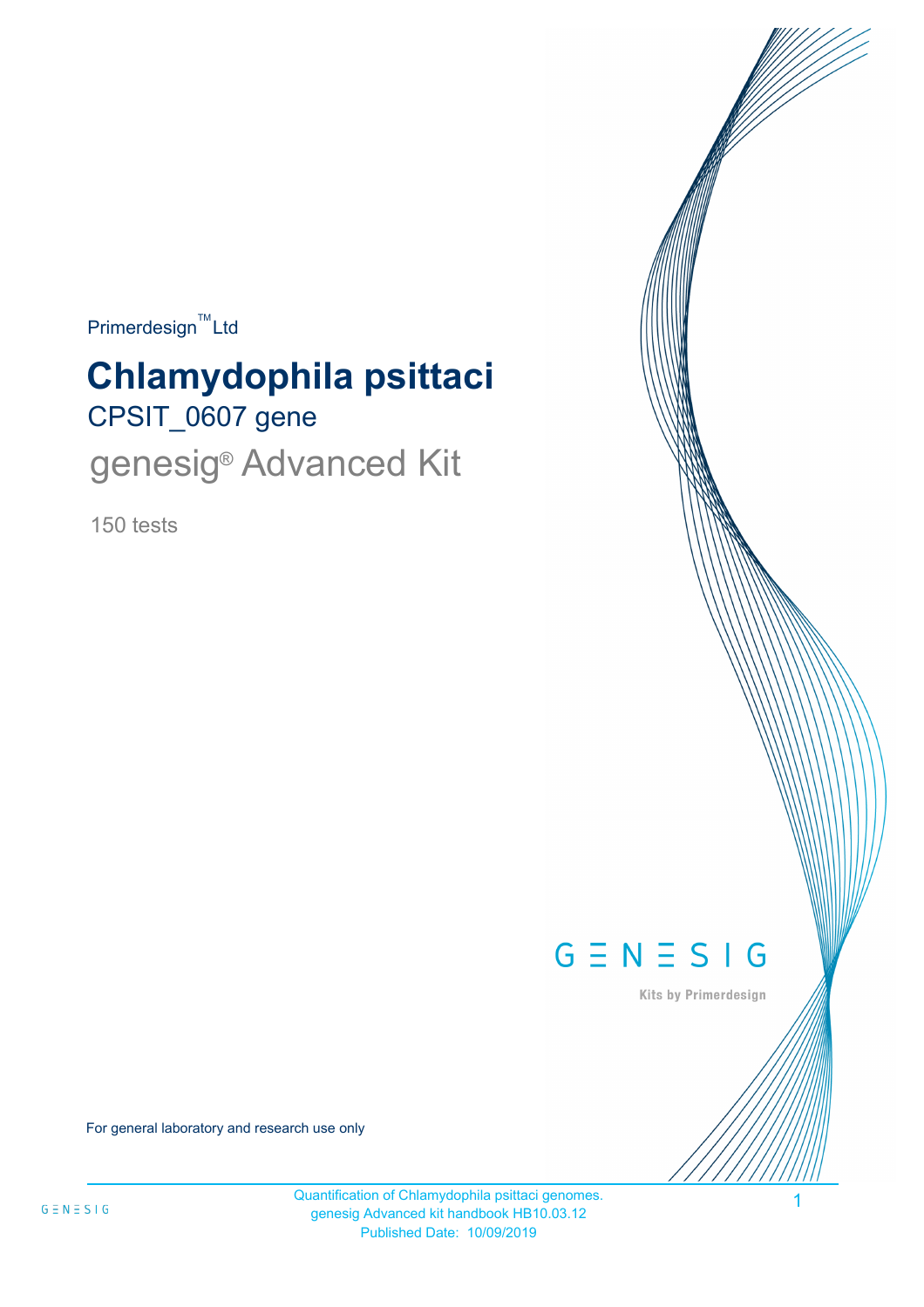Primerdesign™ Ltd

# Chlamydophila psittaci

## CPSIT_0607 gene

## genesig® Advanced Kit

150 tests

GENESIG

Kits by Primerdesign

For general laboratory and research use only

Quantification of Chlamydophila psittaci genomes.
genesig Advanced kit handbook HB10.03.12
Published Date: 10/09/2019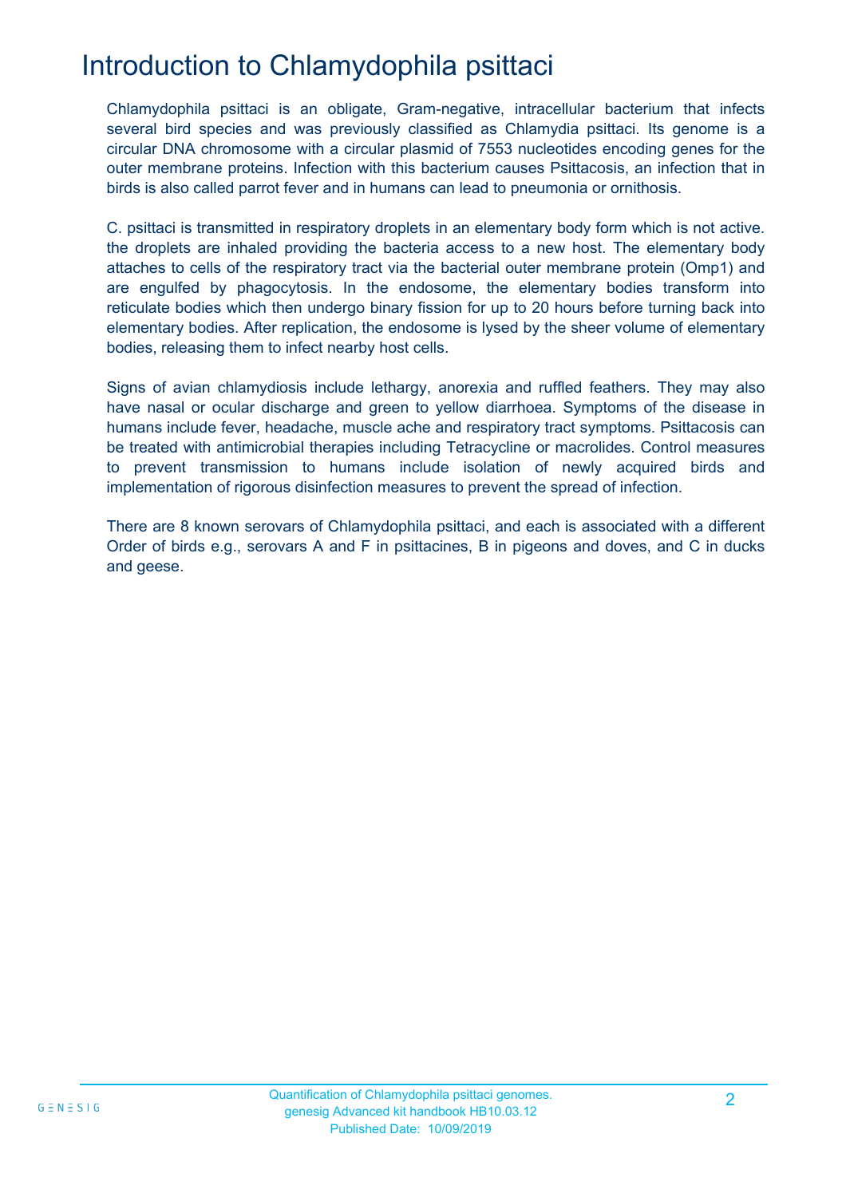# Introduction to Chlamydophila psittaci

Chlamydophila psittaci is an obligate, Gram-negative, intracellular bacterium that infects several bird species and was previously classified as Chlamydia psittaci. Its genome is a circular DNA chromosome with a circular plasmid of 7553 nucleotides encoding genes for the outer membrane proteins. Infection with this bacterium causes Psittacosis, an infection that in birds is also called parrot fever and in humans can lead to pneumonia or ornithosis.

C. psittaci is transmitted in respiratory droplets in an elementary body form which is not active. the droplets are inhaled providing the bacteria access to a new host. The elementary body attaches to cells of the respiratory tract via the bacterial outer membrane protein (Omp1) and are engulfed by phagocytosis. In the endosome, the elementary bodies transform into reticulate bodies which then undergo binary fission for up to 20 hours before turning back into elementary bodies. After replication, the endosome is lysed by the sheer volume of elementary bodies, releasing them to infect nearby host cells.

Signs of avian chlamydiosis include lethargy, anorexia and ruffled feathers. They may also have nasal or ocular discharge and green to yellow diarrhoea. Symptoms of the disease in humans include fever, headache, muscle ache and respiratory tract symptoms. Psittacosis can be treated with antimicrobial therapies including Tetracycline or macrolides. Control measures to prevent transmission to humans include isolation of newly acquired birds and implementation of rigorous disinfection measures to prevent the spread of infection.

There are 8 known serovars of Chlamydophila psittaci, and each is associated with a different Order of birds e.g., serovars A and F in psittacines, B in pigeons and doves, and C in ducks and geese.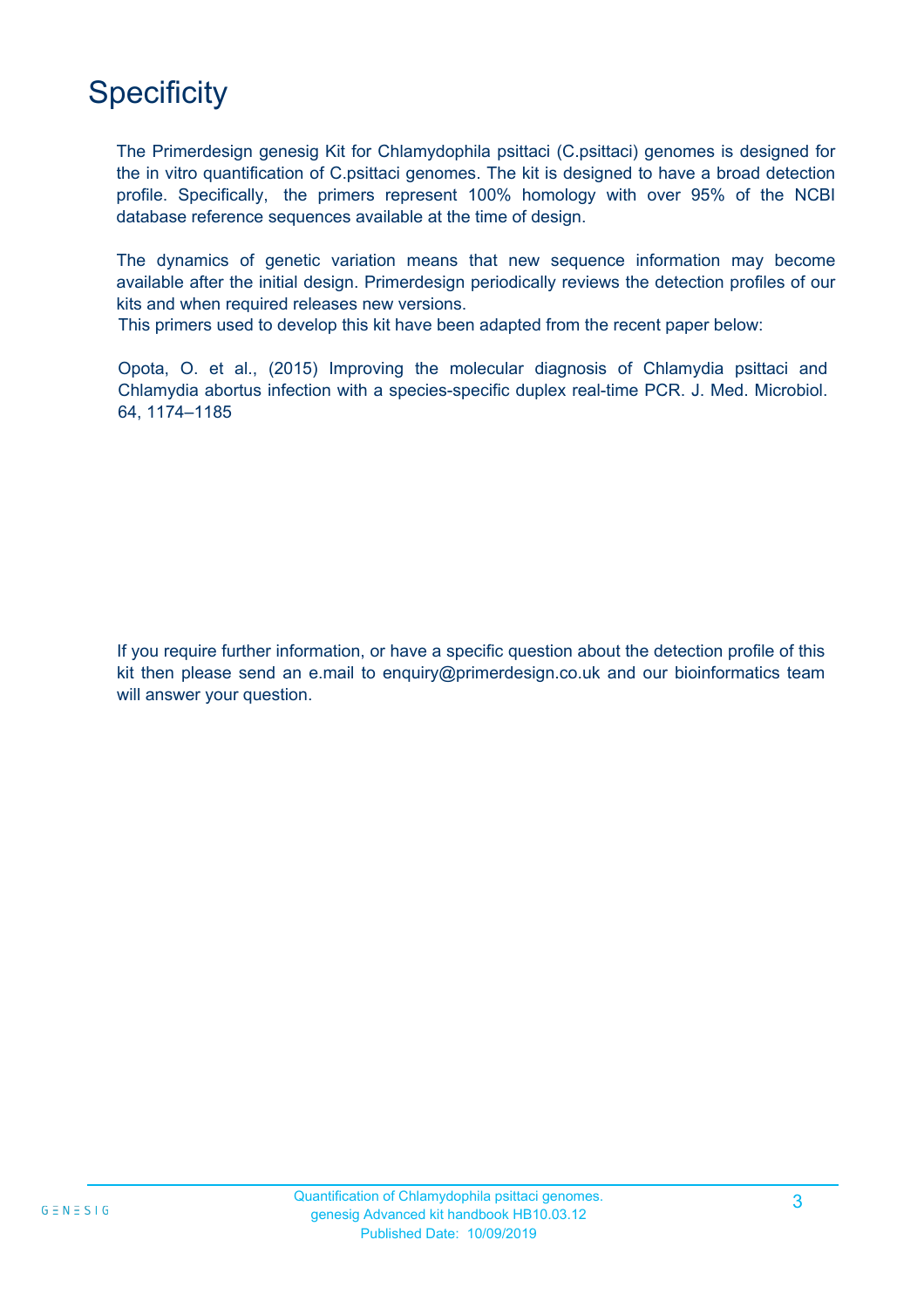# Specificity

The Primerdesign genesig Kit for Chlamydophila psittaci (C.psittaci) genomes is designed for the in vitro quantification of C.psittaci genomes. The kit is designed to have a broad detection profile. Specifically, the primers represent 100% homology with over 95% of the NCBI database reference sequences available at the time of design.

The dynamics of genetic variation means that new sequence information may become available after the initial design. Primerdesign periodically reviews the detection profiles of our kits and when required releases new versions.

This primers used to develop this kit have been adapted from the recent paper below:

Opota, O. et al., (2015) Improving the molecular diagnosis of Chlamydia psittaci and Chlamydia abortus infection with a species-specific duplex real-time PCR. J. Med. Microbiol. 64, 1174–1185

If you require further information, or have a specific question about the detection profile of this kit then please send an e.mail to enquiry@primerdesign.co.uk and our bioinformatics team will answer your question.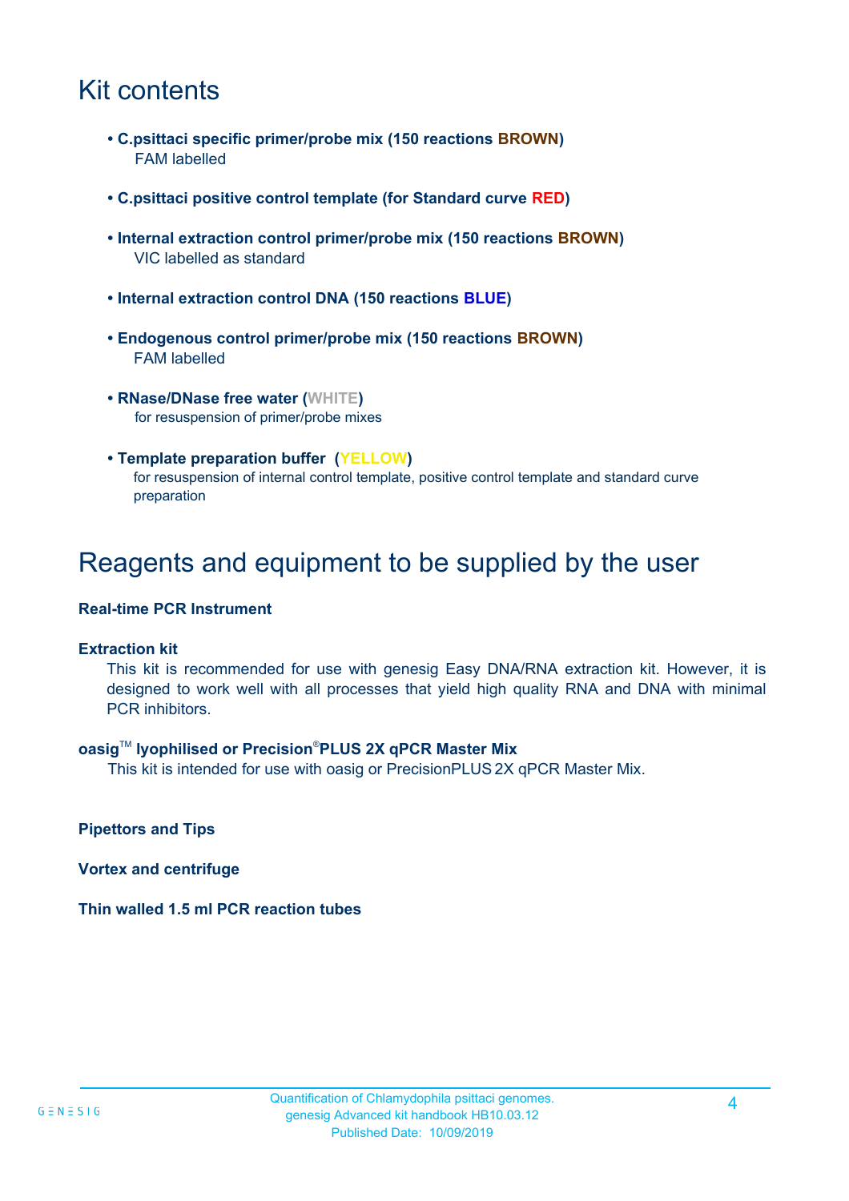# Kit contents

- **C.psittaci specific primer/probe mix (150 reactions BROWN)**
  FAM labelled

- **C.psittaci positive control template (for Standard curve RED)**

- **Internal extraction control primer/probe mix (150 reactions BROWN)**
  VIC labelled as standard

- **Internal extraction control DNA (150 reactions BLUE)**

- **Endogenous control primer/probe mix (150 reactions BROWN)**
  FAM labelled

- **RNase/DNase free water (WHITE)**
  for resuspension of primer/probe mixes

- **Template preparation buffer (YELLOW)**
  for resuspension of internal control template, positive control template and standard curve preparation

# Reagents and equipment to be supplied by the user

**Real-time PCR Instrument**

**Extraction kit**

This kit is recommended for use with genesig Easy DNA/RNA extraction kit. However, it is designed to work well with all processes that yield high quality RNA and DNA with minimal PCR inhibitors.

**oasig™ lyophilised or Precision®PLUS 2X qPCR Master Mix**

This kit is intended for use with oasig or PrecisionPLUS 2X qPCR Master Mix.

**Pipettors and Tips**

**Vortex and centrifuge**

**Thin walled 1.5 ml PCR reaction tubes**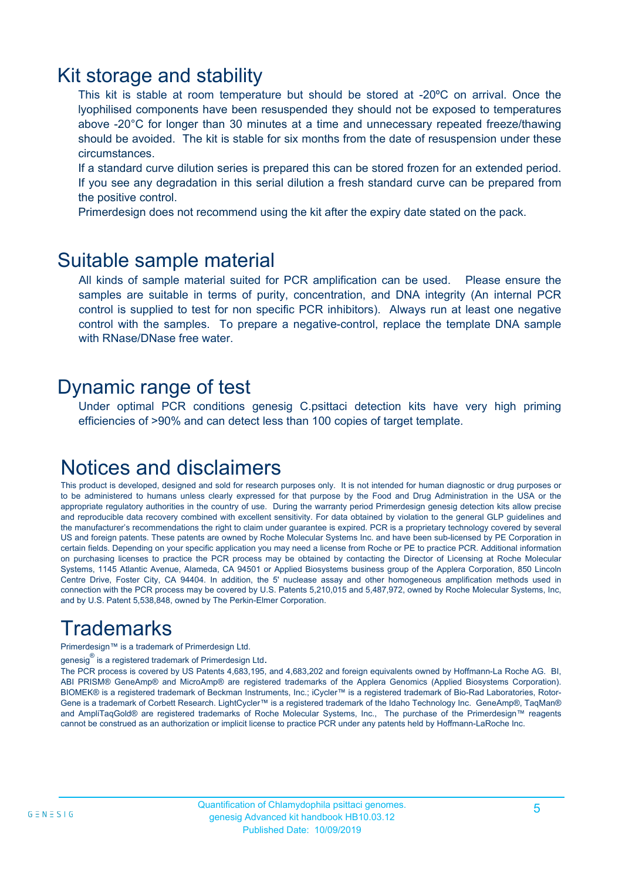## Kit storage and stability

This kit is stable at room temperature but should be stored at -20ºC on arrival. Once the lyophilised components have been resuspended they should not be exposed to temperatures above -20°C for longer than 30 minutes at a time and unnecessary repeated freeze/thawing should be avoided. The kit is stable for six months from the date of resuspension under these circumstances.

If a standard curve dilution series is prepared this can be stored frozen for an extended period. If you see any degradation in this serial dilution a fresh standard curve can be prepared from the positive control.

Primerdesign does not recommend using the kit after the expiry date stated on the pack.

## Suitable sample material

All kinds of sample material suited for PCR amplification can be used. Please ensure the samples are suitable in terms of purity, concentration, and DNA integrity (An internal PCR control is supplied to test for non specific PCR inhibitors). Always run at least one negative control with the samples. To prepare a negative-control, replace the template DNA sample with RNase/DNase free water.

## Dynamic range of test

Under optimal PCR conditions genesig C.psittaci detection kits have very high priming efficiencies of >90% and can detect less than 100 copies of target template.

## Notices and disclaimers

This product is developed, designed and sold for research purposes only. It is not intended for human diagnostic or drug purposes or to be administered to humans unless clearly expressed for that purpose by the Food and Drug Administration in the USA or the appropriate regulatory authorities in the country of use. During the warranty period Primerdesign genesig detection kits allow precise and reproducible data recovery combined with excellent sensitivity. For data obtained by violation to the general GLP guidelines and the manufacturer's recommendations the right to claim under guarantee is expired. PCR is a proprietary technology covered by several US and foreign patents. These patents are owned by Roche Molecular Systems Inc. and have been sub-licensed by PE Corporation in certain fields. Depending on your specific application you may need a license from Roche or PE to practice PCR. Additional information on purchasing licenses to practice the PCR process may be obtained by contacting the Director of Licensing at Roche Molecular Systems, 1145 Atlantic Avenue, Alameda, CA 94501 or Applied Biosystems business group of the Applera Corporation, 850 Lincoln Centre Drive, Foster City, CA 94404. In addition, the 5' nuclease assay and other homogeneous amplification methods used in connection with the PCR process may be covered by U.S. Patents 5,210,015 and 5,487,972, owned by Roche Molecular Systems, Inc, and by U.S. Patent 5,538,848, owned by The Perkin-Elmer Corporation.

## Trademarks

Primerdesign™ is a trademark of Primerdesign Ltd.

genesig® is a registered trademark of Primerdesign Ltd.

The PCR process is covered by US Patents 4,683,195, and 4,683,202 and foreign equivalents owned by Hoffmann-La Roche AG. BI, ABI PRISM® GeneAmp® and MicroAmp® are registered trademarks of the Applera Genomics (Applied Biosystems Corporation). BIOMEK® is a registered trademark of Beckman Instruments, Inc.; iCycler™ is a registered trademark of Bio-Rad Laboratories, Rotor-Gene is a trademark of Corbett Research. LightCycler™ is a registered trademark of the Idaho Technology Inc. GeneAmp®, TaqMan® and AmpliTaqGold® are registered trademarks of Roche Molecular Systems, Inc., The purchase of the Primerdesign™ reagents cannot be construed as an authorization or implicit license to practice PCR under any patents held by Hoffmann-LaRoche Inc.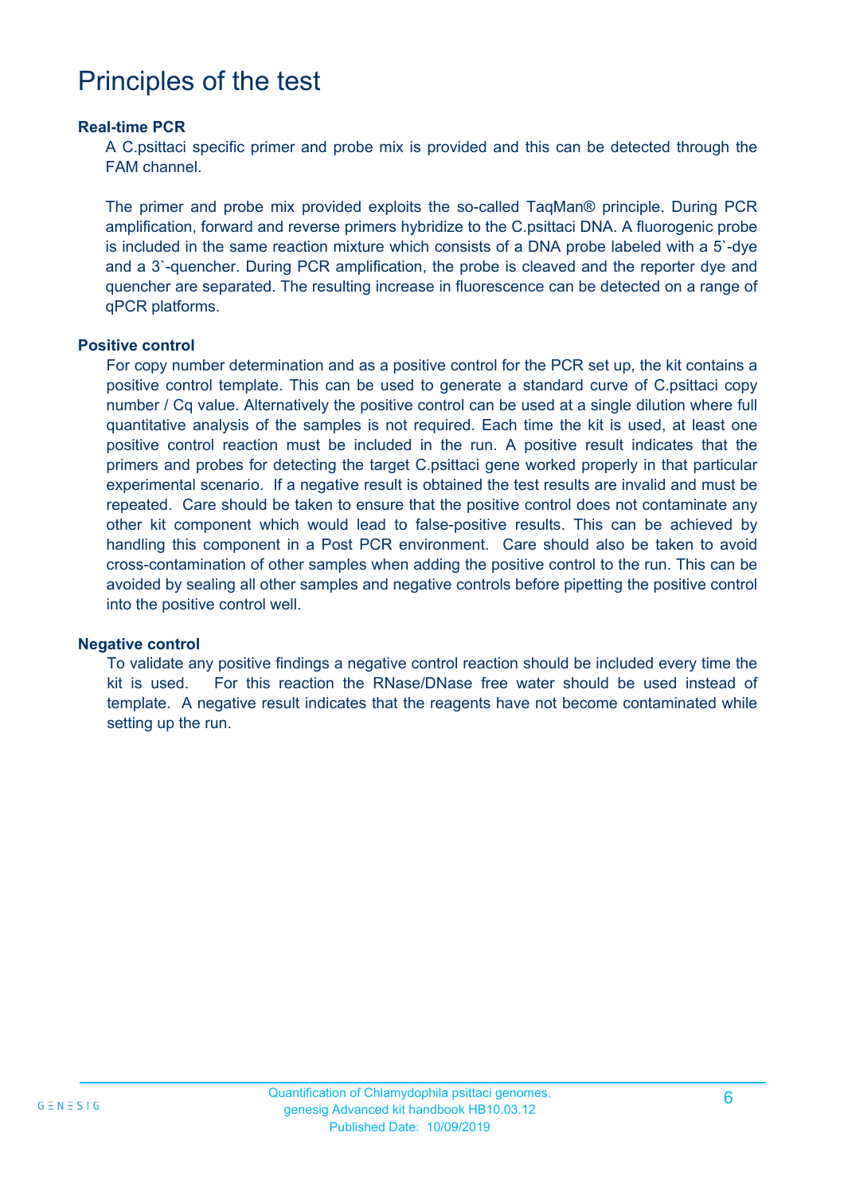# Principles of the test

### Real-time PCR

A C.psittaci specific primer and probe mix is provided and this can be detected through the FAM channel.

The primer and probe mix provided exploits the so-called TaqMan® principle. During PCR amplification, forward and reverse primers hybridize to the C.psittaci DNA. A fluorogenic probe is included in the same reaction mixture which consists of a DNA probe labeled with a 5`-dye and a 3`-quencher. During PCR amplification, the probe is cleaved and the reporter dye and quencher are separated. The resulting increase in fluorescence can be detected on a range of qPCR platforms.

### Positive control

For copy number determination and as a positive control for the PCR set up, the kit contains a positive control template. This can be used to generate a standard curve of C.psittaci copy number / Cq value. Alternatively the positive control can be used at a single dilution where full quantitative analysis of the samples is not required. Each time the kit is used, at least one positive control reaction must be included in the run. A positive result indicates that the primers and probes for detecting the target C.psittaci gene worked properly in that particular experimental scenario. If a negative result is obtained the test results are invalid and must be repeated. Care should be taken to ensure that the positive control does not contaminate any other kit component which would lead to false-positive results. This can be achieved by handling this component in a Post PCR environment. Care should also be taken to avoid cross-contamination of other samples when adding the positive control to the run. This can be avoided by sealing all other samples and negative controls before pipetting the positive control into the positive control well.

### Negative control

To validate any positive findings a negative control reaction should be included every time the kit is used. For this reaction the RNase/DNase free water should be used instead of template. A negative result indicates that the reagents have not become contaminated while setting up the run.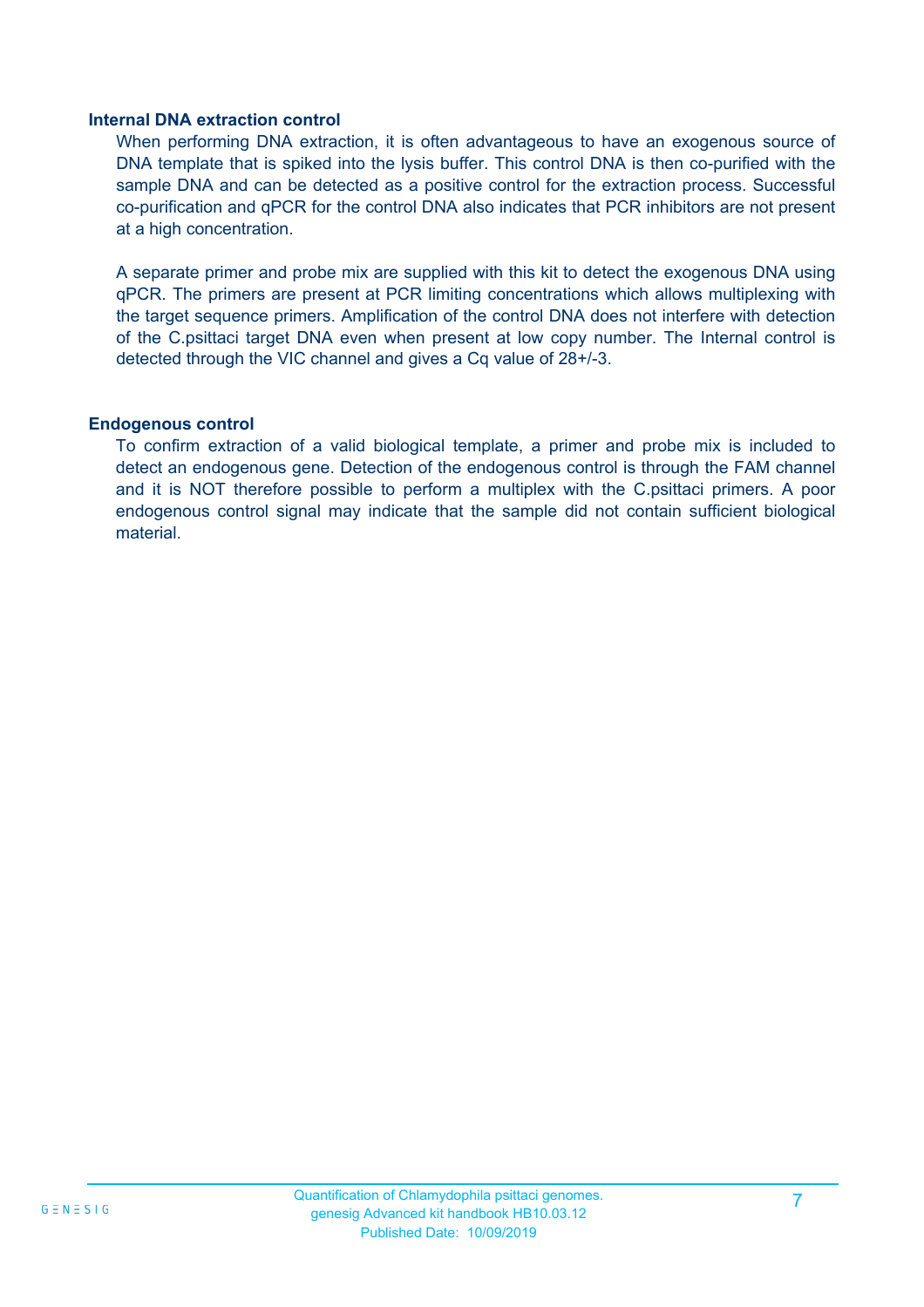### Internal DNA extraction control

When performing DNA extraction, it is often advantageous to have an exogenous source of DNA template that is spiked into the lysis buffer. This control DNA is then co-purified with the sample DNA and can be detected as a positive control for the extraction process. Successful co-purification and qPCR for the control DNA also indicates that PCR inhibitors are not present at a high concentration.

A separate primer and probe mix are supplied with this kit to detect the exogenous DNA using qPCR. The primers are present at PCR limiting concentrations which allows multiplexing with the target sequence primers. Amplification of the control DNA does not interfere with detection of the C.psittaci target DNA even when present at low copy number. The Internal control is detected through the VIC channel and gives a Cq value of 28+/-3.

### Endogenous control

To confirm extraction of a valid biological template, a primer and probe mix is included to detect an endogenous gene. Detection of the endogenous control is through the FAM channel and it is NOT therefore possible to perform a multiplex with the C.psittaci primers. A poor endogenous control signal may indicate that the sample did not contain sufficient biological material.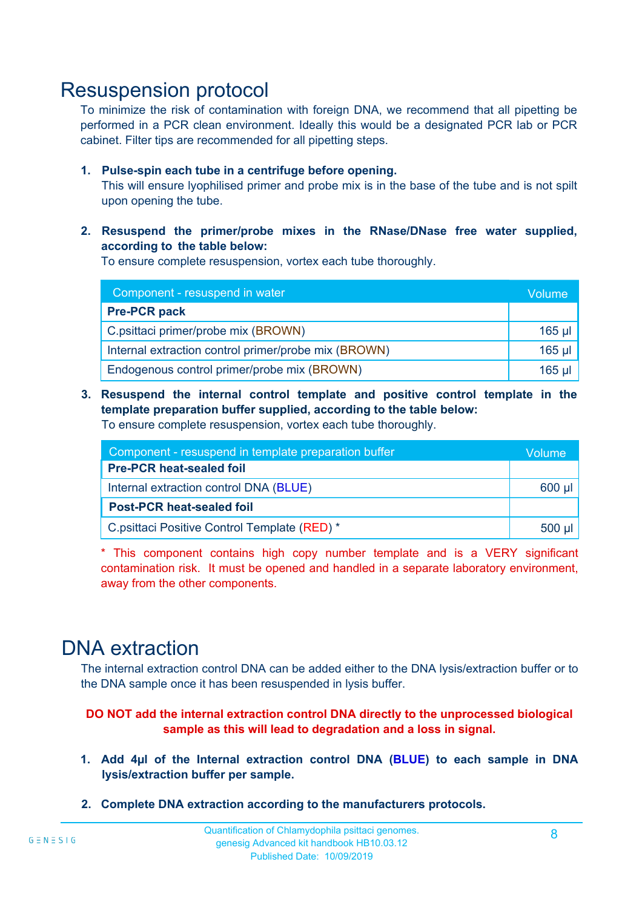# Resuspension protocol

To minimize the risk of contamination with foreign DNA, we recommend that all pipetting be performed in a PCR clean environment. Ideally this would be a designated PCR lab or PCR cabinet. Filter tips are recommended for all pipetting steps.

1. **Pulse-spin each tube in a centrifuge before opening.**
   This will ensure lyophilised primer and probe mix is in the base of the tube and is not spilt upon opening the tube.

2. **Resuspend the primer/probe mixes in the RNase/DNase free water supplied, according to the table below:**
   To ensure complete resuspension, vortex each tube thoroughly.

| Component - resuspend in water | Volume |
|---|---|
| **Pre-PCR pack** | |
| C.psittaci primer/probe mix (BROWN) | 165 µl |
| Internal extraction control primer/probe mix (BROWN) | 165 µl |
| Endogenous control primer/probe mix (BROWN) | 165 µl |

3. **Resuspend the internal control template and positive control template in the template preparation buffer supplied, according to the table below:**
   To ensure complete resuspension, vortex each tube thoroughly.

| Component - resuspend in template preparation buffer | Volume |
|---|---|
| **Pre-PCR heat-sealed foil** | |
| Internal extraction control DNA (BLUE) | 600 µl |
| **Post-PCR heat-sealed foil** | |
| C.psittaci Positive Control Template (RED) * | 500 µl |

\* This component contains high copy number template and is a VERY significant contamination risk. It must be opened and handled in a separate laboratory environment, away from the other components.

# DNA extraction

The internal extraction control DNA can be added either to the DNA lysis/extraction buffer or to the DNA sample once it has been resuspended in lysis buffer.

**DO NOT add the internal extraction control DNA directly to the unprocessed biological sample as this will lead to degradation and a loss in signal.**

1. **Add 4µl of the Internal extraction control DNA (BLUE) to each sample in DNA lysis/extraction buffer per sample.**

2. **Complete DNA extraction according to the manufacturers protocols.**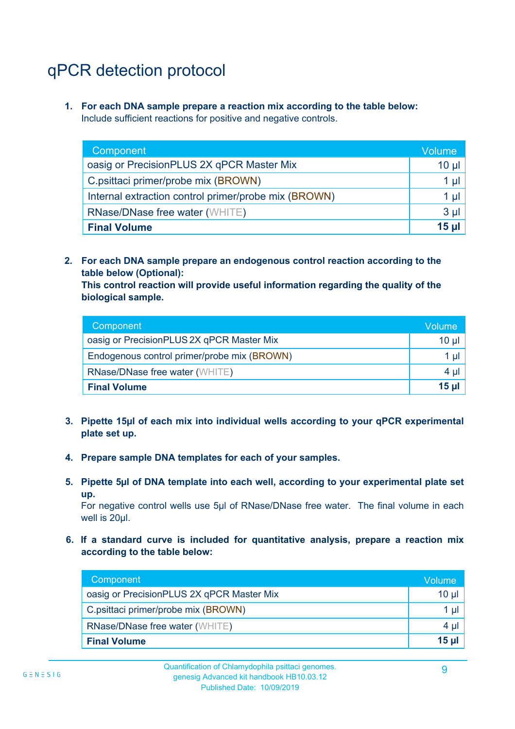# qPCR detection protocol

1. **For each DNA sample prepare a reaction mix according to the table below:**
   Include sufficient reactions for positive and negative controls.

| Component | Volume |
|---|---|
| oasig or PrecisionPLUS 2X qPCR Master Mix | 10 µl |
| C.psittaci primer/probe mix (BROWN) | 1 µl |
| Internal extraction control primer/probe mix (BROWN) | 1 µl |
| RNase/DNase free water (WHITE) | 3 µl |
| **Final Volume** | **15 µl** |

2. **For each DNA sample prepare an endogenous control reaction according to the table below (Optional):**
   **This control reaction will provide useful information regarding the quality of the biological sample.**

| Component | Volume |
|---|---|
| oasig or PrecisionPLUS 2X qPCR Master Mix | 10 µl |
| Endogenous control primer/probe mix (BROWN) | 1 µl |
| RNase/DNase free water (WHITE) | 4 µl |
| **Final Volume** | **15 µl** |

3. **Pipette 15µl of each mix into individual wells according to your qPCR experimental plate set up.**

4. **Prepare sample DNA templates for each of your samples.**

5. **Pipette 5µl of DNA template into each well, according to your experimental plate set up.**
   For negative control wells use 5µl of RNase/DNase free water. The final volume in each well is 20µl.

6. **If a standard curve is included for quantitative analysis, prepare a reaction mix according to the table below:**

| Component | Volume |
|---|---|
| oasig or PrecisionPLUS 2X qPCR Master Mix | 10 µl |
| C.psittaci primer/probe mix (BROWN) | 1 µl |
| RNase/DNase free water (WHITE) | 4 µl |
| **Final Volume** | **15 µl** |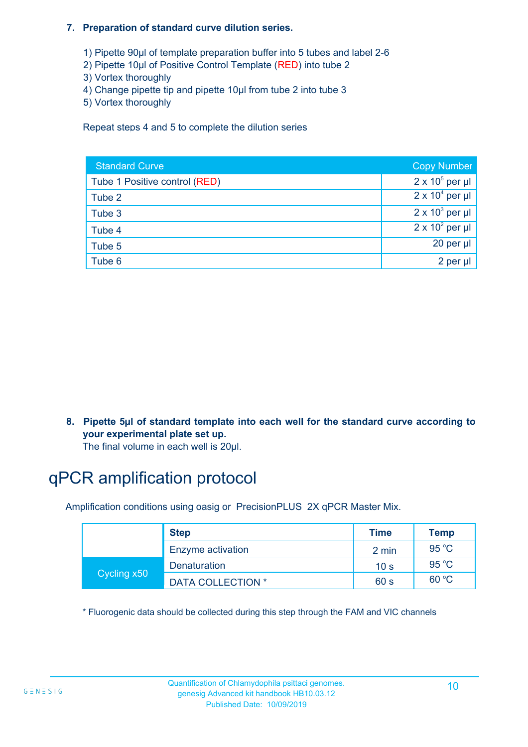**7. Preparation of standard curve dilution series.**

1) Pipette 90µl of template preparation buffer into 5 tubes and label 2-6
2) Pipette 10µl of Positive Control Template (RED) into tube 2
3) Vortex thoroughly
4) Change pipette tip and pipette 10µl from tube 2 into tube 3
5) Vortex thoroughly

Repeat steps 4 and 5 to complete the dilution series

| Standard Curve | Copy Number |
|---|---|
| Tube 1 Positive control (RED) | $2 \times 10^5$ per µl |
| Tube 2 | $2 \times 10^4$ per µl |
| Tube 3 | $2 \times 10^3$ per µl |
| Tube 4 | $2 \times 10^2$ per µl |
| Tube 5 | 20 per µl |
| Tube 6 | 2 per µl |

**8. Pipette 5µl of standard template into each well for the standard curve according to your experimental plate set up.**
The final volume in each well is 20µl.

# qPCR amplification protocol

Amplification conditions using oasig or PrecisionPLUS 2X qPCR Master Mix.

| | Step | Time | Temp |
|---|---|---|---|
| | Enzyme activation | 2 min | 95 °C |
| Cycling x50 | Denaturation | 10 s | 95 °C |
| | DATA COLLECTION * | 60 s | 60 °C |

* Fluorogenic data should be collected during this step through the FAM and VIC channels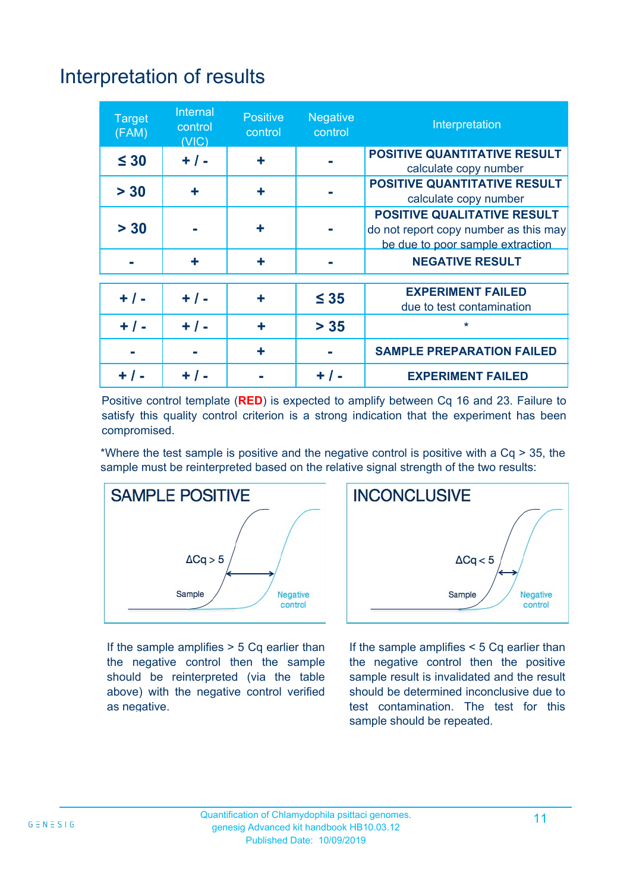# Interpretation of results

| Target (FAM) | Internal control (VIC) | Positive control | Negative control | Interpretation |
|---|---|---|---|---|
| ≤ 30 | + / - | + | - | **POSITIVE QUANTITATIVE RESULT** calculate copy number |
| > 30 | + | + | - | **POSITIVE QUANTITATIVE RESULT** calculate copy number |
| > 30 | - | + | - | **POSITIVE QUALITATIVE RESULT** do not report copy number as this may be due to poor sample extraction |
| - | + | + | - | **NEGATIVE RESULT** |
| + / - | + / - | + | ≤ 35 | **EXPERIMENT FAILED** due to test contamination |
| + / - | + / - | + | > 35 | * |
| - | - | + | - | **SAMPLE PREPARATION FAILED** |
| + / - | + / - | - | + / - | **EXPERIMENT FAILED** |

Positive control template (**RED**) is expected to amplify between Cq 16 and 23. Failure to satisfy this quality control criterion is a strong indication that the experiment has been compromised.

*Where the test sample is positive and the negative control is positive with a Cq > 35, the sample must be reinterpreted based on the relative signal strength of the two results:

**SAMPLE POSITIVE**

ΔCq > 5

Sample — Negative control

If the sample amplifies > 5 Cq earlier than the negative control then the sample should be reinterpreted (via the table above) with the negative control verified as negative.

**INCONCLUSIVE**

ΔCq < 5

Sample — Negative control

If the sample amplifies < 5 Cq earlier than the negative control then the positive sample result is invalidated and the result should be determined inconclusive due to test contamination. The test for this sample should be repeated.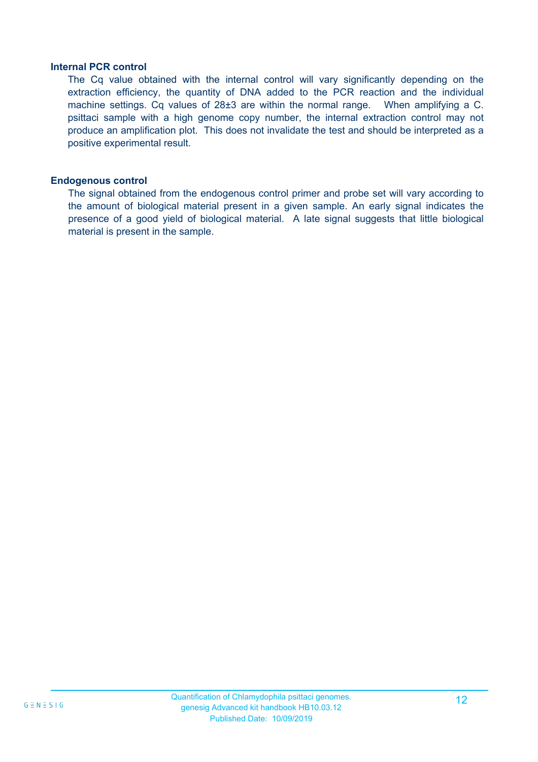### Internal PCR control

The Cq value obtained with the internal control will vary significantly depending on the extraction efficiency, the quantity of DNA added to the PCR reaction and the individual machine settings. Cq values of 28±3 are within the normal range. When amplifying a C. psittaci sample with a high genome copy number, the internal extraction control may not produce an amplification plot. This does not invalidate the test and should be interpreted as a positive experimental result.

### Endogenous control

The signal obtained from the endogenous control primer and probe set will vary according to the amount of biological material present in a given sample. An early signal indicates the presence of a good yield of biological material. A late signal suggests that little biological material is present in the sample.